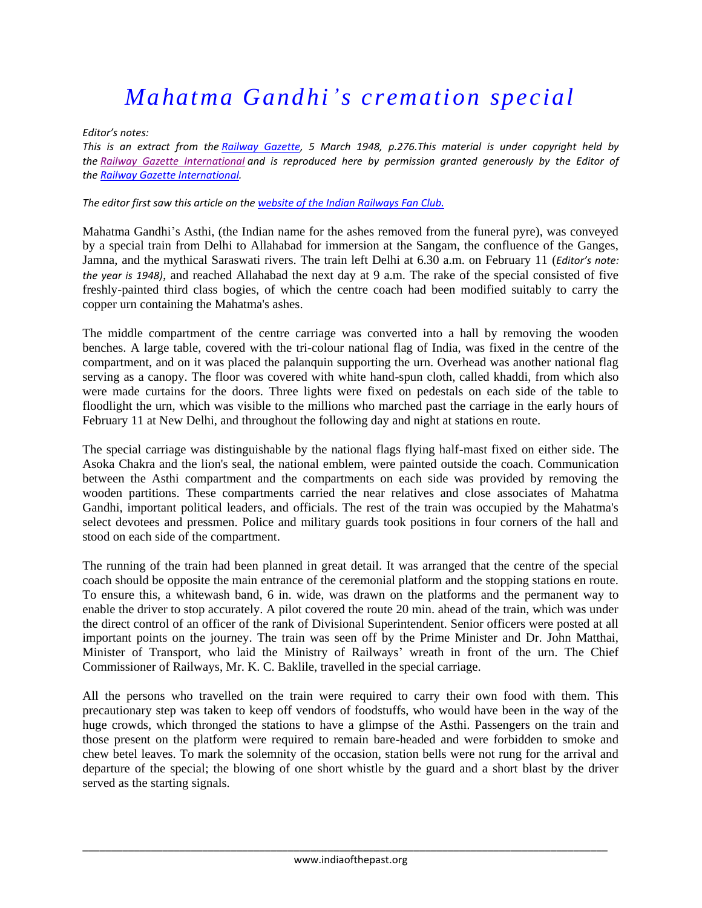# *Mahatma Gandhi's cremation special*

*Editor's notes:*

*This is an extract from the Railway Gazette, 5 March 1948, p.276.This material is under copyright held by the Railway Gazette International and is reproduced here by permission granted generously by the Editor of the Railway Gazette International.*

*The editor first saw this article on the website of the Indian Railways Fan Club.*

Mahatma Gandhi's Asthi, (the Indian name for the ashes removed from the funeral pyre), was conveyed by a special train from Delhi to Allahabad for immersion at the Sangam, the confluence of the Ganges, Jamna, and the mythical Saraswati rivers. The train left Delhi at 6.30 a.m. on February 11 (*Editor's note: the year is 1948)*, and reached Allahabad the next day at 9 a.m. The rake of the special consisted of five freshly-painted third class bogies, of which the centre coach had been modified suitably to carry the copper urn containing the Mahatma's ashes.

The middle compartment of the centre carriage was converted into a hall by removing the wooden benches. A large table, covered with the tri-colour national flag of India, was fixed in the centre of the compartment, and on it was placed the palanquin supporting the urn. Overhead was another national flag serving as a canopy. The floor was covered with white hand-spun cloth, called khaddi, from which also were made curtains for the doors. Three lights were fixed on pedestals on each side of the table to floodlight the urn, which was visible to the millions who marched past the carriage in the early hours of February 11 at New Delhi, and throughout the following day and night at stations en route.

The special carriage was distinguishable by the national flags flying half-mast fixed on either side. The Asoka Chakra and the lion's seal, the national emblem, were painted outside the coach. Communication between the Asthi compartment and the compartments on each side was provided by removing the wooden partitions. These compartments carried the near relatives and close associates of Mahatma Gandhi, important political leaders, and officials. The rest of the train was occupied by the Mahatma's select devotees and pressmen. Police and military guards took positions in four corners of the hall and stood on each side of the compartment.

The running of the train had been planned in great detail. It was arranged that the centre of the special coach should be opposite the main entrance of the ceremonial platform and the stopping stations en route. To ensure this, a whitewash band, 6 in. wide, was drawn on the platforms and the permanent way to enable the driver to stop accurately. A pilot covered the route 20 min. ahead of the train, which was under the direct control of an officer of the rank of Divisional Superintendent. Senior officers were posted at all important points on the journey. The train was seen off by the Prime Minister and Dr. John Matthai, Minister of Transport, who laid the Ministry of Railways' wreath in front of the urn. The Chief Commissioner of Railways, Mr. K. C. Baklile, travelled in the special carriage.

All the persons who travelled on the train were required to carry their own food with them. This precautionary step was taken to keep off vendors of foodstuffs, who would have been in the way of the huge crowds, which thronged the stations to have a glimpse of the Asthi. Passengers on the train and those present on the platform were required to remain bare-headed and were forbidden to smoke and chew betel leaves. To mark the solemnity of the occasion, station bells were not rung for the arrival and departure of the special; the blowing of one short whistle by the guard and a short blast by the driver served as the starting signals.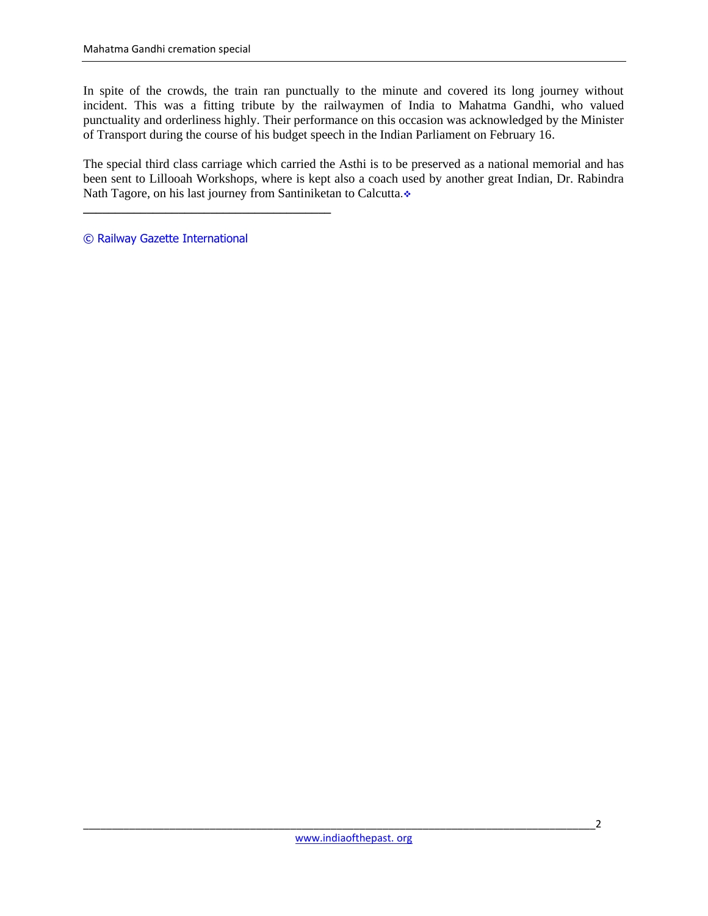In spite of the crowds, the train ran punctually to the minute and covered its long journey without incident. This was a fitting tribute by the railwaymen of India to Mahatma Gandhi, who valued punctuality and orderliness highly. Their performance on this occasion was acknowledged by the Minister of Transport during the course of his budget speech in the Indian Parliament on February 16.

The special third class carriage which carried the Asthi is to be preserved as a national memorial and has been sent to Lillooah Workshops, where is kept also a coach used by another great Indian, Dr. Rabindra Nath Tagore, on his last journey from Santiniketan to Calcutta.❖

---

© Railway Gazette International